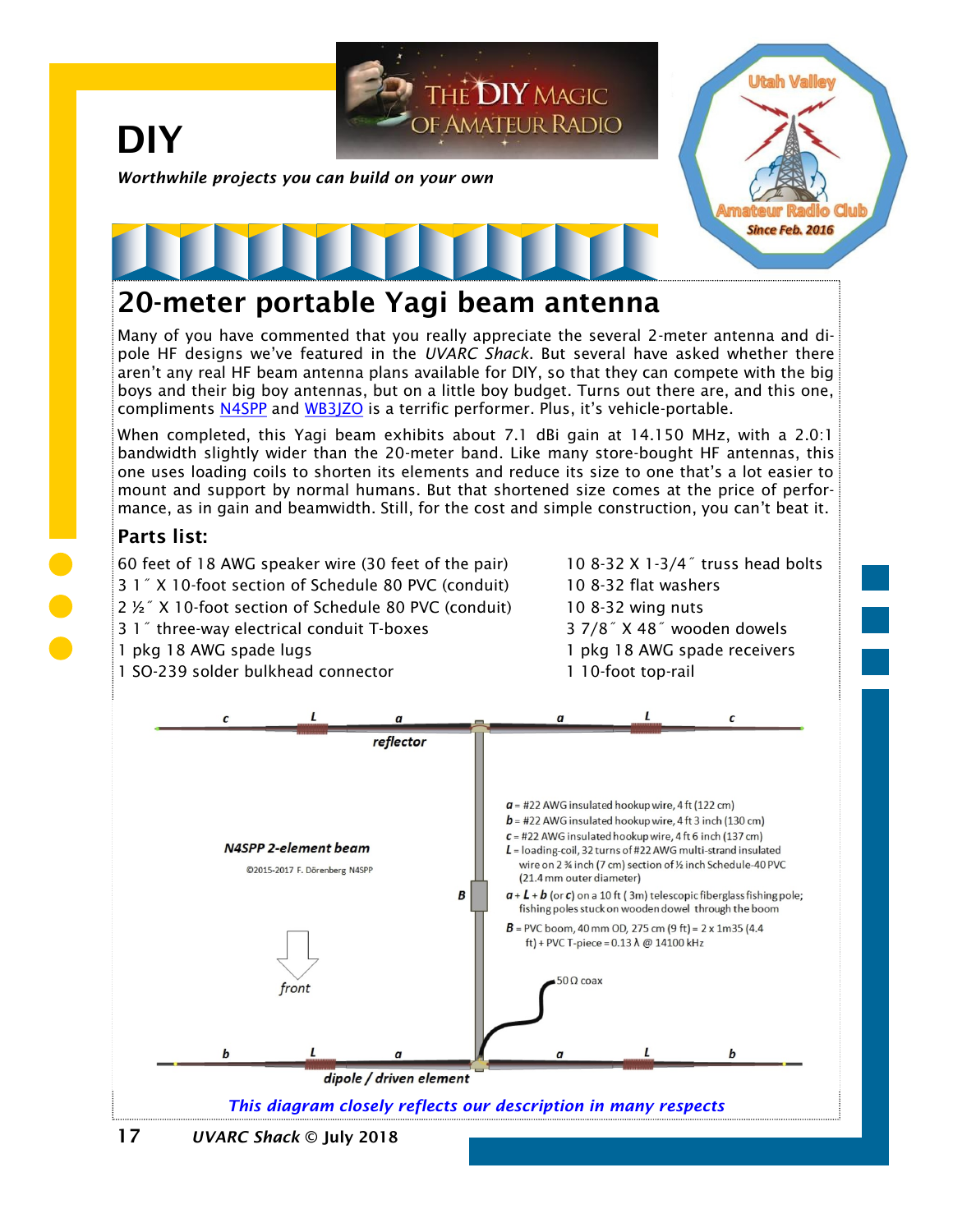# DIY

*Worthwhile projects you can build on your own*

## 20-meter portable Yagi beam antenna

Many of you have commented that you really appreciate the several 2-meter antenna and dipole HF designs we've featured in the *UVARC Shack*. But several have asked whether there aren't any real HF beam antenna plans available for DIY, so that they can compete with the big boys and their big boy antennas, but on a little boy budget. Turns out there are, and this one, compliments N4SPP and WB3JZO is a terrific performer. Plus, it's vehicle-portable.

When completed, this Yagi beam exhibits about 7.1 dBi gain at 14.150 MHz, with a 2.0:1 bandwidth slightly wider than the 20-meter band. Like many store-bought HF antennas, this one uses loading coils to shorten its elements and reduce its size to one that's a lot easier to mount and support by normal humans. But that shortened size comes at the price of performance, as in gain and beamwidth. Still, for the cost and simple construction, you can't beat it.

### Parts list:

- 60 feet of 18 AWG speaker wire (30 feet of the pair)
- 3 1″ X 10-foot section of Schedule 80 PVC (conduit)
- 2 ½″ X 10-foot section of Schedule 80 PVC (conduit)
- 3 1″ three-way electrical conduit T-boxes
- 1 pkg 18 AWG spade lugs
- 1 SO-239 solder bulkhead connector
- 10 8-32 X 1-3/4″ truss head bolts
- 10 8-32 flat washers
- 10 8-32 wing nuts
- 3 7/8″ X 48″ wooden dowels
- 1 pkg 18 AWG spade receivers
- 1 10-foot top-rail

c L a reflector a L c

*a* = #22 AWG insulated hookup wire, 4 ft (122 cm)
*b* = #22 AWG insulated hookup wire, 4 ft 3 inch (130 cm)
*c* = #22 AWG insulated hookup wire, 4 ft 6 inch (137 cm)
*L* = loading-coil, 32 turns of #22 AWG multi-strand insulated wire on 2 ¾ inch (7 cm) section of ½ inch Schedule-40 PVC (21.4 mm outer diameter)
*a* + *L* + *b* (or *c*) on a 10 ft (3m) telescopic fiberglass fishing pole; fishing poles stuck on wooden dowel through the boom
*B* = PVC boom, 40 mm OD, 275 cm (9 ft) = 2 x 1m35 (4.4 ft) + PVC T-piece = 0.13 λ @ 14100 kHz

***N4SPP 2-element beam***

©2015-2017 F. Dörenberg N4SPP

B

front

50 Ω coax

b L a dipole / driven element a L b

*This diagram closely reflects our description in many respects*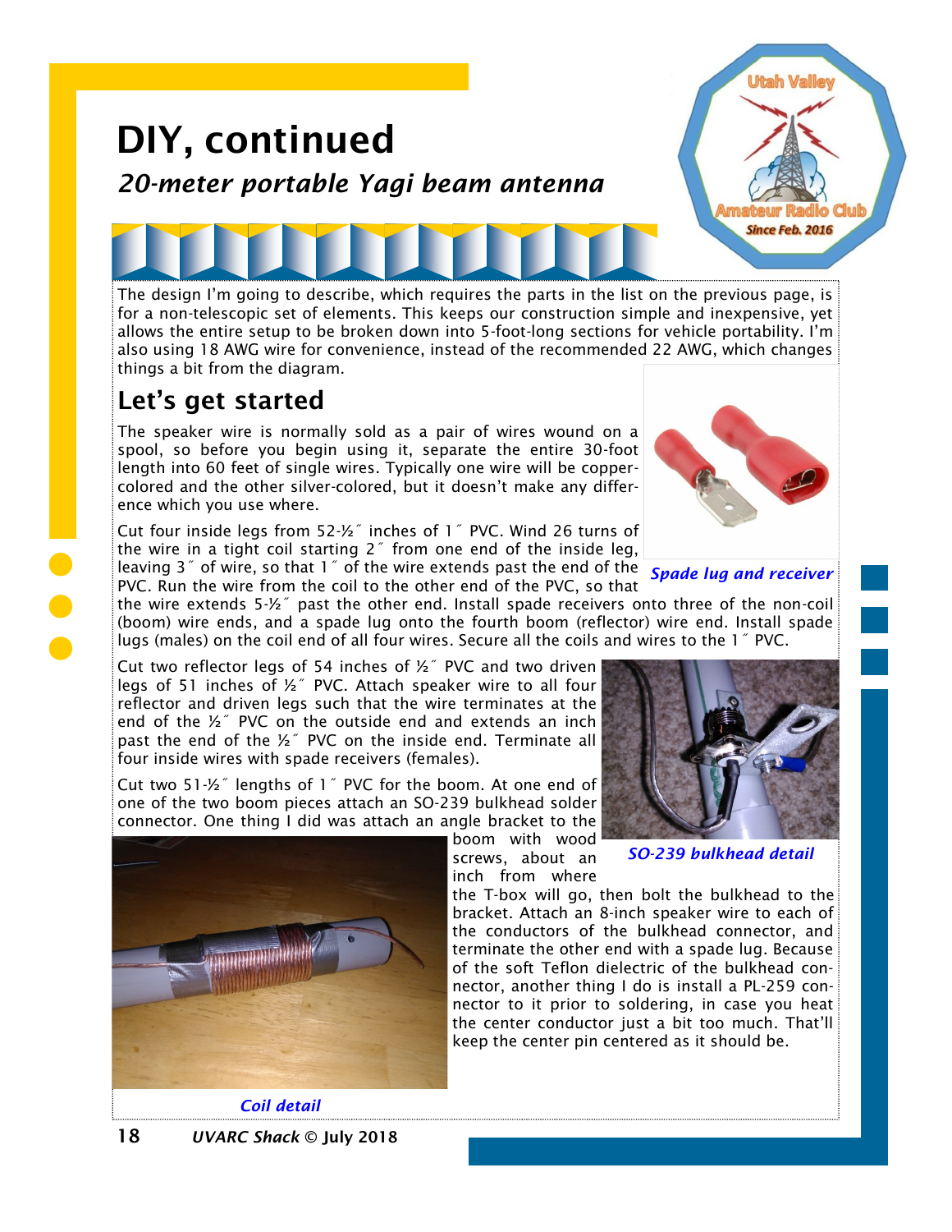# DIY, continued

*20-meter portable Yagi beam antenna*

The design I'm going to describe, which requires the parts in the list on the previous page, is for a non-telescopic set of elements. This keeps our construction simple and inexpensive, yet allows the entire setup to be broken down into 5-foot-long sections for vehicle portability. I'm also using 18 AWG wire for convenience, instead of the recommended 22 AWG, which changes things a bit from the diagram.

## Let's get started

The speaker wire is normally sold as a pair of wires wound on a spool, so before you begin using it, separate the entire 30-foot length into 60 feet of single wires. Typically one wire will be copper-colored and the other silver-colored, but it doesn't make any difference which you use where.

*Spade lug and receiver*

Cut four inside legs from 52-½″ inches of 1″ PVC. Wind 26 turns of the wire in a tight coil starting 2″ from one end of the inside leg, leaving 3″ of wire, so that 1″ of the wire extends past the end of the PVC. Run the wire from the coil to the other end of the PVC, so that the wire extends 5-½″ past the other end. Install spade receivers onto three of the non-coil (boom) wire ends, and a spade lug onto the fourth boom (reflector) wire end. Install spade lugs (males) on the coil end of all four wires. Secure all the coils and wires to the 1″ PVC.

Cut two reflector legs of 54 inches of ½″ PVC and two driven legs of 51 inches of ½″ PVC. Attach speaker wire to all four reflector and driven legs such that the wire terminates at the end of the ½″ PVC on the outside end and extends an inch past the end of the ½″ PVC on the inside end. Terminate all four inside wires with spade receivers (females).

Cut two 51-½″ lengths of 1″ PVC for the boom. At one end of one of the two boom pieces attach an SO-239 bulkhead solder connector. One thing I did was attach an angle bracket to the boom with wood screws, about an inch from where the T-box will go, then bolt the bulkhead to the bracket. Attach an 8-inch speaker wire to each of the conductors of the bulkhead connector, and terminate the other end with a spade lug. Because of the soft Teflon dielectric of the bulkhead connector, another thing I do is install a PL-259 connector to it prior to soldering, in case you heat the center conductor just a bit too much. That'll keep the center pin centered as it should be.

*SO-239 bulkhead detail*

*Coil detail*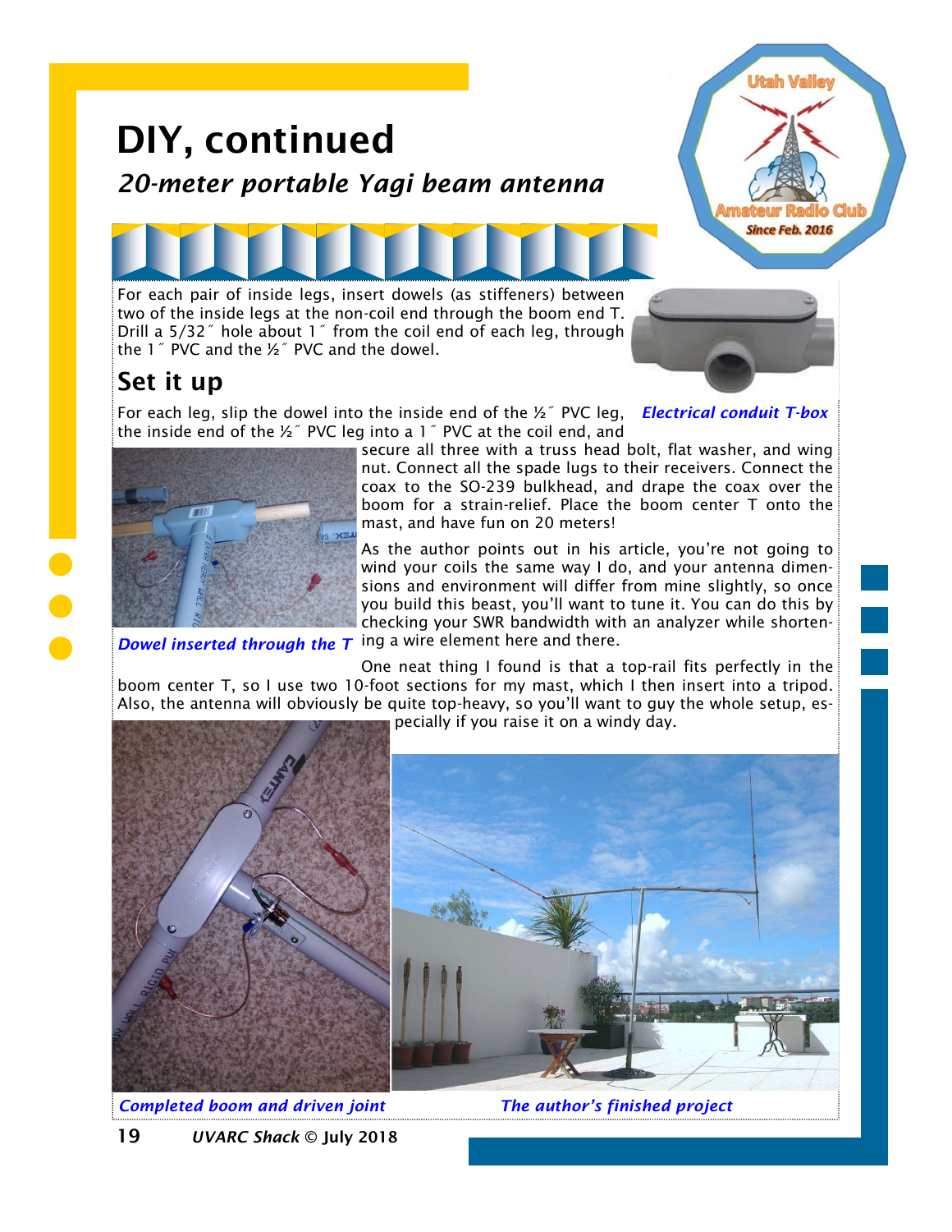# DIY, continued

## *20-meter portable Yagi beam antenna*

For each pair of inside legs, insert dowels (as stiffeners) between two of the inside legs at the non-coil end through the boom end T. Drill a 5/32˝ hole about 1˝ from the coil end of each leg, through the 1˝ PVC and the ½˝ PVC and the dowel.

*Electrical conduit T-box*

## Set it up

For each leg, slip the dowel into the inside end of the ½˝ PVC leg, the inside end of the ½˝ PVC leg into a 1˝ PVC at the coil end, and secure all three with a truss head bolt, flat washer, and wing nut. Connect all the spade lugs to their receivers. Connect the coax to the SO-239 bulkhead, and drape the coax over the boom for a strain-relief. Place the boom center T onto the mast, and have fun on 20 meters!

*Dowel inserted through the T*

As the author points out in his article, you're not going to wind your coils the same way I do, and your antenna dimensions and environment will differ from mine slightly, so once you build this beast, you'll want to tune it. You can do this by checking your SWR bandwidth with an analyzer while shortening a wire element here and there.

One neat thing I found is that a top-rail fits perfectly in the boom center T, so I use two 10-foot sections for my mast, which I then insert into a tripod. Also, the antenna will obviously be quite top-heavy, so you'll want to guy the whole setup, especially if you raise it on a windy day.

*Completed boom and driven joint*

*The author's finished project*